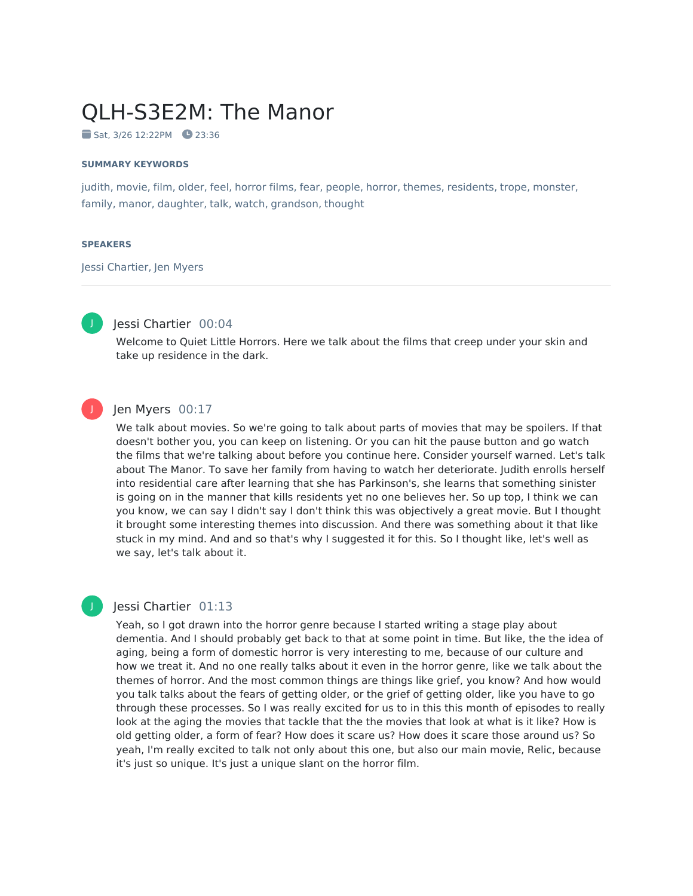# QLH-S3E2M: The Manor

Sat, 3/26 12:22PM 23:36

**SUMMARY KEYWORDS**

judith, movie, film, older, feel, horror films, fear, people, horror, themes, residents, trope, monster, family, manor, daughter, talk, watch, grandson, thought

**SPEAKERS**

Jessi Chartier, Jen Myers

---

**Jessi Chartier** 00:04

Welcome to Quiet Little Horrors. Here we talk about the films that creep under your skin and take up residence in the dark.

**Jen Myers** 00:17

We talk about movies. So we're going to talk about parts of movies that may be spoilers. If that doesn't bother you, you can keep on listening. Or you can hit the pause button and go watch the films that we're talking about before you continue here. Consider yourself warned. Let's talk about The Manor. To save her family from having to watch her deteriorate. Judith enrolls herself into residential care after learning that she has Parkinson's, she learns that something sinister is going on in the manner that kills residents yet no one believes her. So up top, I think we can you know, we can say I didn't say I don't think this was objectively a great movie. But I thought it brought some interesting themes into discussion. And there was something about it that like stuck in my mind. And and so that's why I suggested it for this. So I thought like, let's well as we say, let's talk about it.

**Jessi Chartier** 01:13

Yeah, so I got drawn into the horror genre because I started writing a stage play about dementia. And I should probably get back to that at some point in time. But like, the the idea of aging, being a form of domestic horror is very interesting to me, because of our culture and how we treat it. And no one really talks about it even in the horror genre, like we talk about the themes of horror. And the most common things are things like grief, you know? And how would you talk talks about the fears of getting older, or the grief of getting older, like you have to go through these processes. So I was really excited for us to to in this this month of episodes to really look at the aging the movies that tackle that the the movies that look at what is it like? How is old getting older, a form of fear? How does it scare us? How does it scare those around us? So yeah, I'm really excited to talk not only about this one, but also our main movie, Relic, because it's just so unique. It's just a unique slant on the horror film.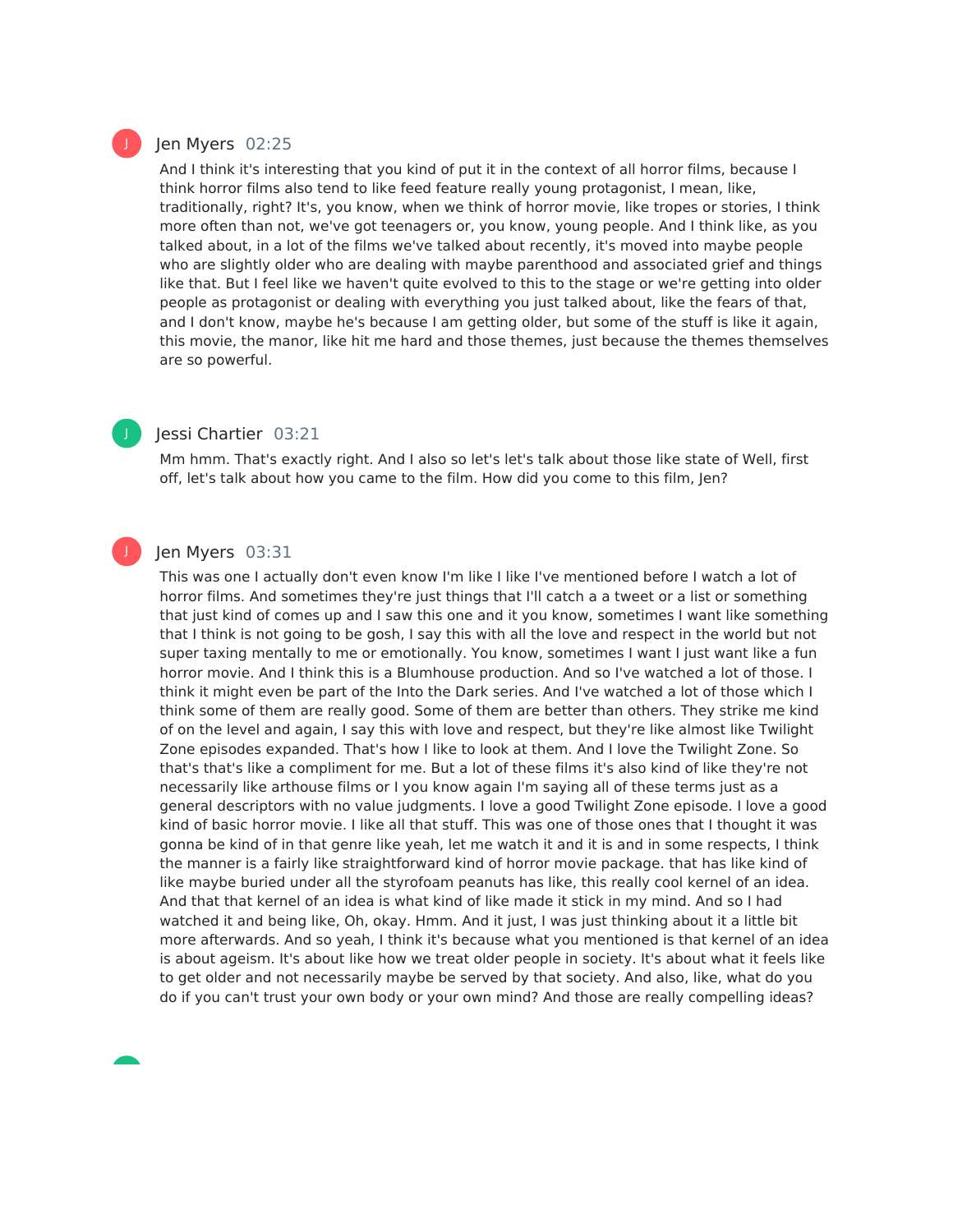**Jen Myers** 02:25

And I think it's interesting that you kind of put it in the context of all horror films, because I think horror films also tend to like feed feature really young protagonist, I mean, like, traditionally, right? It's, you know, when we think of horror movie, like tropes or stories, I think more often than not, we've got teenagers or, you know, young people. And I think like, as you talked about, in a lot of the films we've talked about recently, it's moved into maybe people who are slightly older who are dealing with maybe parenthood and associated grief and things like that. But I feel like we haven't quite evolved to this to the stage or we're getting into older people as protagonist or dealing with everything you just talked about, like the fears of that, and I don't know, maybe he's because I am getting older, but some of the stuff is like it again, this movie, the manor, like hit me hard and those themes, just because the themes themselves are so powerful.

**Jessi Chartier** 03:21

Mm hmm. That's exactly right. And I also so let's let's talk about those like state of Well, first off, let's talk about how you came to the film. How did you come to this film, Jen?

**Jen Myers** 03:31

This was one I actually don't even know I'm like I like I've mentioned before I watch a lot of horror films. And sometimes they're just things that I'll catch a a tweet or a list or something that just kind of comes up and I saw this one and it you know, sometimes I want like something that I think is not going to be gosh, I say this with all the love and respect in the world but not super taxing mentally to me or emotionally. You know, sometimes I want I just want like a fun horror movie. And I think this is a Blumhouse production. And so I've watched a lot of those. I think it might even be part of the Into the Dark series. And I've watched a lot of those which I think some of them are really good. Some of them are better than others. They strike me kind of on the level and again, I say this with love and respect, but they're like almost like Twilight Zone episodes expanded. That's how I like to look at them. And I love the Twilight Zone. So that's that's like a compliment for me. But a lot of these films it's also kind of like they're not necessarily like arthouse films or I you know again I'm saying all of these terms just as a general descriptors with no value judgments. I love a good Twilight Zone episode. I love a good kind of basic horror movie. I like all that stuff. This was one of those ones that I thought it was gonna be kind of in that genre like yeah, let me watch it and it is and in some respects, I think the manner is a fairly like straightforward kind of horror movie package. that has like kind of like maybe buried under all the styrofoam peanuts has like, this really cool kernel of an idea. And that that kernel of an idea is what kind of like made it stick in my mind. And so I had watched it and being like, Oh, okay. Hmm. And it just, I was just thinking about it a little bit more afterwards. And so yeah, I think it's because what you mentioned is that kernel of an idea is about ageism. It's about like how we treat older people in society. It's about what it feels like to get older and not necessarily maybe be served by that society. And also, like, what do you do if you can't trust your own body or your own mind? And those are really compelling ideas?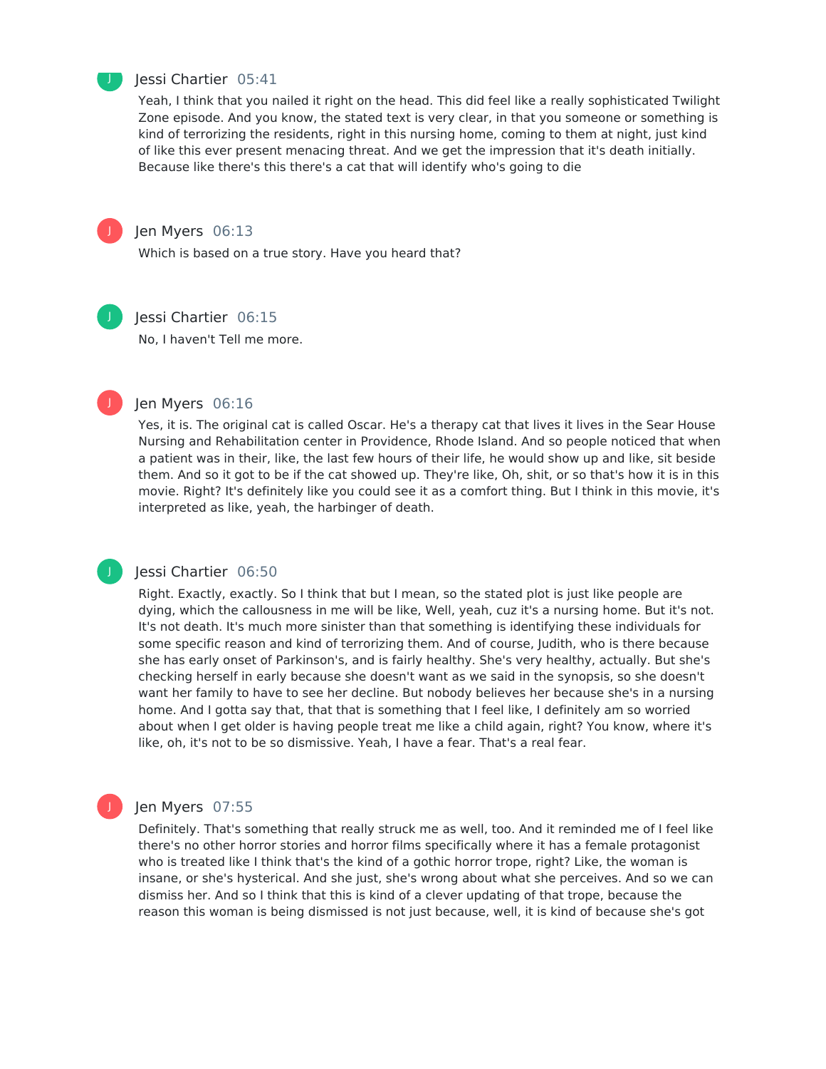Jessi Chartier 05:41

Yeah, I think that you nailed it right on the head. This did feel like a really sophisticated Twilight Zone episode. And you know, the stated text is very clear, in that you someone or something is kind of terrorizing the residents, right in this nursing home, coming to them at night, just kind of like this ever present menacing threat. And we get the impression that it's death initially. Because like there's this there's a cat that will identify who's going to die

Jen Myers 06:13

Which is based on a true story. Have you heard that?

Jessi Chartier 06:15

No, I haven't Tell me more.

Jen Myers 06:16

Yes, it is. The original cat is called Oscar. He's a therapy cat that lives it lives in the Sear House Nursing and Rehabilitation center in Providence, Rhode Island. And so people noticed that when a patient was in their, like, the last few hours of their life, he would show up and like, sit beside them. And so it got to be if the cat showed up. They're like, Oh, shit, or so that's how it is in this movie. Right? It's definitely like you could see it as a comfort thing. But I think in this movie, it's interpreted as like, yeah, the harbinger of death.

Jessi Chartier 06:50

Right. Exactly, exactly. So I think that but I mean, so the stated plot is just like people are dying, which the callousness in me will be like, Well, yeah, cuz it's a nursing home. But it's not. It's not death. It's much more sinister than that something is identifying these individuals for some specific reason and kind of terrorizing them. And of course, Judith, who is there because she has early onset of Parkinson's, and is fairly healthy. She's very healthy, actually. But she's checking herself in early because she doesn't want as we said in the synopsis, so she doesn't want her family to have to see her decline. But nobody believes her because she's in a nursing home. And I gotta say that, that that is something that I feel like, I definitely am so worried about when I get older is having people treat me like a child again, right? You know, where it's like, oh, it's not to be so dismissive. Yeah, I have a fear. That's a real fear.

Jen Myers 07:55

Definitely. That's something that really struck me as well, too. And it reminded me of I feel like there's no other horror stories and horror films specifically where it has a female protagonist who is treated like I think that's the kind of a gothic horror trope, right? Like, the woman is insane, or she's hysterical. And she just, she's wrong about what she perceives. And so we can dismiss her. And so I think that this is kind of a clever updating of that trope, because the reason this woman is being dismissed is not just because, well, it is kind of because she's got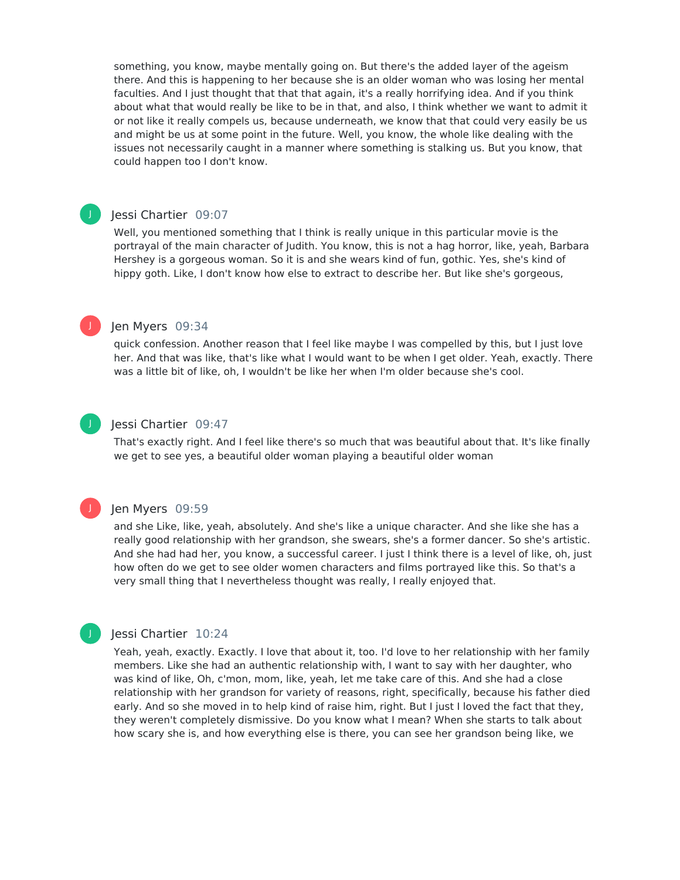something, you know, maybe mentally going on. But there's the added layer of the ageism there. And this is happening to her because she is an older woman who was losing her mental faculties. And I just thought that that that again, it's a really horrifying idea. And if you think about what that would really be like to be in that, and also, I think whether we want to admit it or not like it really compels us, because underneath, we know that that could very easily be us and might be us at some point in the future. Well, you know, the whole like dealing with the issues not necessarily caught in a manner where something is stalking us. But you know, that could happen too I don't know.

Jessi Chartier 09:07

Well, you mentioned something that I think is really unique in this particular movie is the portrayal of the main character of Judith. You know, this is not a hag horror, like, yeah, Barbara Hershey is a gorgeous woman. So it is and she wears kind of fun, gothic. Yes, she's kind of hippy goth. Like, I don't know how else to extract to describe her. But like she's gorgeous,

Jen Myers 09:34

quick confession. Another reason that I feel like maybe I was compelled by this, but I just love her. And that was like, that's like what I would want to be when I get older. Yeah, exactly. There was a little bit of like, oh, I wouldn't be like her when I'm older because she's cool.

Jessi Chartier 09:47

That's exactly right. And I feel like there's so much that was beautiful about that. It's like finally we get to see yes, a beautiful older woman playing a beautiful older woman

Jen Myers 09:59

and she Like, like, yeah, absolutely. And she's like a unique character. And she like she has a really good relationship with her grandson, she swears, she's a former dancer. So she's artistic. And she had had her, you know, a successful career. I just I think there is a level of like, oh, just how often do we get to see older women characters and films portrayed like this. So that's a very small thing that I nevertheless thought was really, I really enjoyed that.

Jessi Chartier 10:24

Yeah, yeah, exactly. Exactly. I love that about it, too. I'd love to her relationship with her family members. Like she had an authentic relationship with, I want to say with her daughter, who was kind of like, Oh, c'mon, mom, like, yeah, let me take care of this. And she had a close relationship with her grandson for variety of reasons, right, specifically, because his father died early. And so she moved in to help kind of raise him, right. But I just I loved the fact that they, they weren't completely dismissive. Do you know what I mean? When she starts to talk about how scary she is, and how everything else is there, you can see her grandson being like, we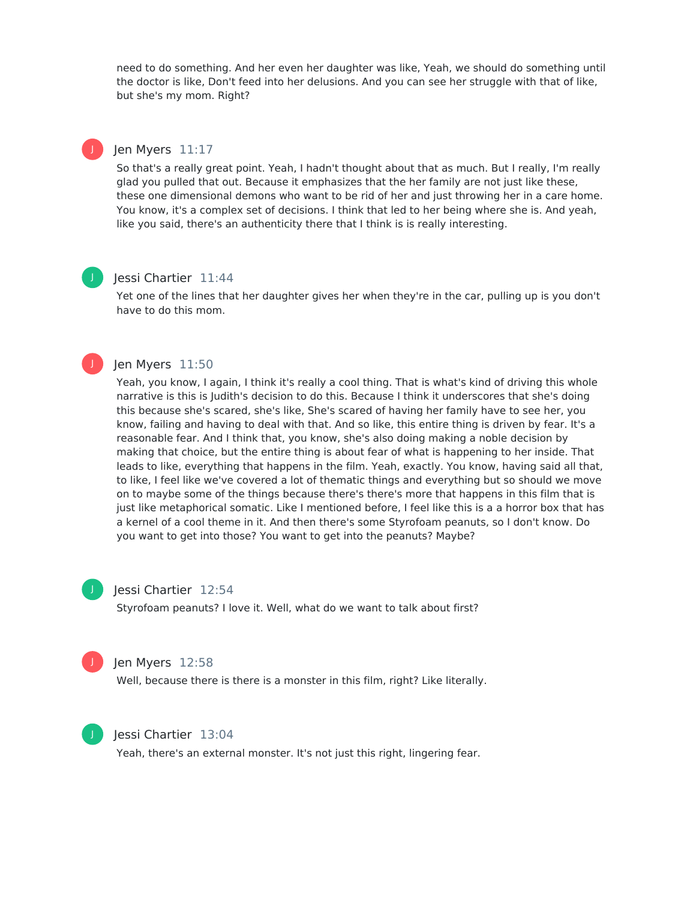need to do something. And her even her daughter was like, Yeah, we should do something until the doctor is like, Don't feed into her delusions. And you can see her struggle with that of like, but she's my mom. Right?

**Jen Myers** 11:17

So that's a really great point. Yeah, I hadn't thought about that as much. But I really, I'm really glad you pulled that out. Because it emphasizes that the her family are not just like these, these one dimensional demons who want to be rid of her and just throwing her in a care home. You know, it's a complex set of decisions. I think that led to her being where she is. And yeah, like you said, there's an authenticity there that I think is is really interesting.

**Jessi Chartier** 11:44

Yet one of the lines that her daughter gives her when they're in the car, pulling up is you don't have to do this mom.

**Jen Myers** 11:50

Yeah, you know, I again, I think it's really a cool thing. That is what's kind of driving this whole narrative is this is Judith's decision to do this. Because I think it underscores that she's doing this because she's scared, she's like, She's scared of having her family have to see her, you know, failing and having to deal with that. And so like, this entire thing is driven by fear. It's a reasonable fear. And I think that, you know, she's also doing making a noble decision by making that choice, but the entire thing is about fear of what is happening to her inside. That leads to like, everything that happens in the film. Yeah, exactly. You know, having said all that, to like, I feel like we've covered a lot of thematic things and everything but so should we move on to maybe some of the things because there's there's more that happens in this film that is just like metaphorical somatic. Like I mentioned before, I feel like this is a a horror box that has a kernel of a cool theme in it. And then there's some Styrofoam peanuts, so I don't know. Do you want to get into those? You want to get into the peanuts? Maybe?

**Jessi Chartier** 12:54

Styrofoam peanuts? I love it. Well, what do we want to talk about first?

**Jen Myers** 12:58

Well, because there is there is a monster in this film, right? Like literally.

**Jessi Chartier** 13:04

Yeah, there's an external monster. It's not just this right, lingering fear.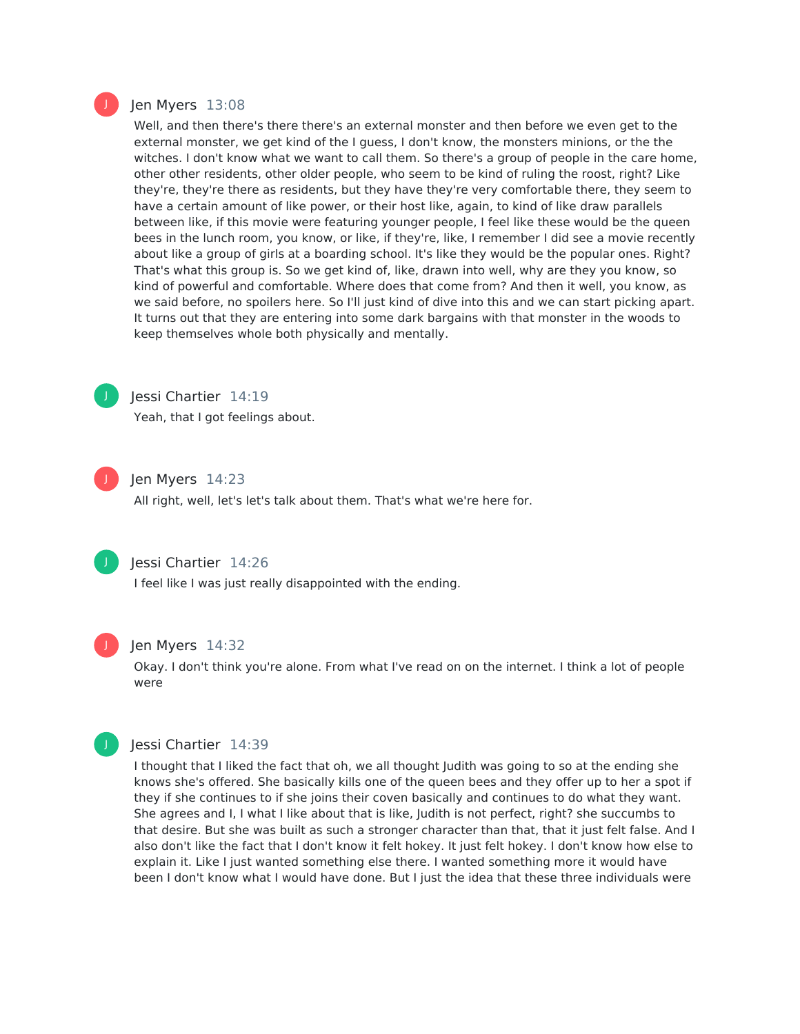Jen Myers 13:08

Well, and then there's there there's an external monster and then before we even get to the external monster, we get kind of the I guess, I don't know, the monsters minions, or the the witches. I don't know what we want to call them. So there's a group of people in the care home, other other residents, other older people, who seem to be kind of ruling the roost, right? Like they're, they're there as residents, but they have they're very comfortable there, they seem to have a certain amount of like power, or their host like, again, to kind of like draw parallels between like, if this movie were featuring younger people, I feel like these would be the queen bees in the lunch room, you know, or like, if they're, like, I remember I did see a movie recently about like a group of girls at a boarding school. It's like they would be the popular ones. Right? That's what this group is. So we get kind of, like, drawn into well, why are they you know, so kind of powerful and comfortable. Where does that come from? And then it well, you know, as we said before, no spoilers here. So I'll just kind of dive into this and we can start picking apart. It turns out that they are entering into some dark bargains with that monster in the woods to keep themselves whole both physically and mentally.

Jessi Chartier 14:19

Yeah, that I got feelings about.

Jen Myers 14:23

All right, well, let's let's talk about them. That's what we're here for.

Jessi Chartier 14:26

I feel like I was just really disappointed with the ending.

Jen Myers 14:32

Okay. I don't think you're alone. From what I've read on on the internet. I think a lot of people were

Jessi Chartier 14:39

I thought that I liked the fact that oh, we all thought Judith was going to so at the ending she knows she's offered. She basically kills one of the queen bees and they offer up to her a spot if they if she continues to if she joins their coven basically and continues to do what they want. She agrees and I, I what I like about that is like, Judith is not perfect, right? she succumbs to that desire. But she was built as such a stronger character than that, that it just felt false. And I also don't like the fact that I don't know it felt hokey. It just felt hokey. I don't know how else to explain it. Like I just wanted something else there. I wanted something more it would have been I don't know what I would have done. But I just the idea that these three individuals were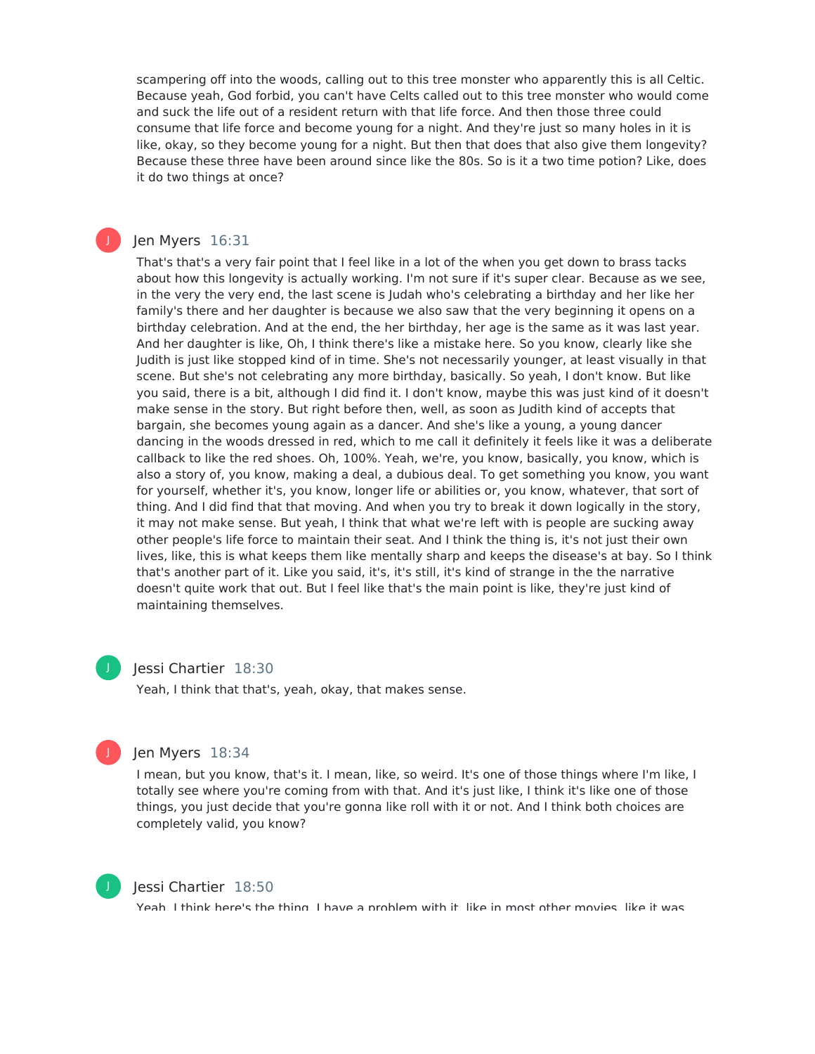scampering off into the woods, calling out to this tree monster who apparently this is all Celtic. Because yeah, God forbid, you can't have Celts called out to this tree monster who would come and suck the life out of a resident return with that life force. And then those three could consume that life force and become young for a night. And they're just so many holes in it is like, okay, so they become young for a night. But then that does that also give them longevity? Because these three have been around since like the 80s. So is it a two time potion? Like, does it do two things at once?

J

Jen Myers 16:31

That's that's a very fair point that I feel like in a lot of the when you get down to brass tacks about how this longevity is actually working. I'm not sure if it's super clear. Because as we see, in the very the very end, the last scene is Judah who's celebrating a birthday and her like her family's there and her daughter is because we also saw that the very beginning it opens on a birthday celebration. And at the end, the her birthday, her age is the same as it was last year. And her daughter is like, Oh, I think there's like a mistake here. So you know, clearly like she Judith is just like stopped kind of in time. She's not necessarily younger, at least visually in that scene. But she's not celebrating any more birthday, basically. So yeah, I don't know. But like you said, there is a bit, although I did find it. I don't know, maybe this was just kind of it doesn't make sense in the story. But right before then, well, as soon as Judith kind of accepts that bargain, she becomes young again as a dancer. And she's like a young, a young dancer dancing in the woods dressed in red, which to me call it definitely it feels like it was a deliberate callback to like the red shoes. Oh, 100%. Yeah, we're, you know, basically, you know, which is also a story of, you know, making a deal, a dubious deal. To get something you know, you want for yourself, whether it's, you know, longer life or abilities or, you know, whatever, that sort of thing. And I did find that that moving. And when you try to break it down logically in the story, it may not make sense. But yeah, I think that what we're left with is people are sucking away other people's life force to maintain their seat. And I think the thing is, it's not just their own lives, like, this is what keeps them like mentally sharp and keeps the disease's at bay. So I think that's another part of it. Like you said, it's, it's still, it's kind of strange in the the narrative doesn't quite work that out. But I feel like that's the main point is like, they're just kind of maintaining themselves.

J

Jessi Chartier 18:30

Yeah, I think that that's, yeah, okay, that makes sense.

J

Jen Myers 18:34

I mean, but you know, that's it. I mean, like, so weird. It's one of those things where I'm like, I totally see where you're coming from with that. And it's just like, I think it's like one of those things, you just decide that you're gonna like roll with it or not. And I think both choices are completely valid, you know?

J

Jessi Chartier 18:50

Yeah, I think here's the thing. I have a problem with it, like in most other movies, like it was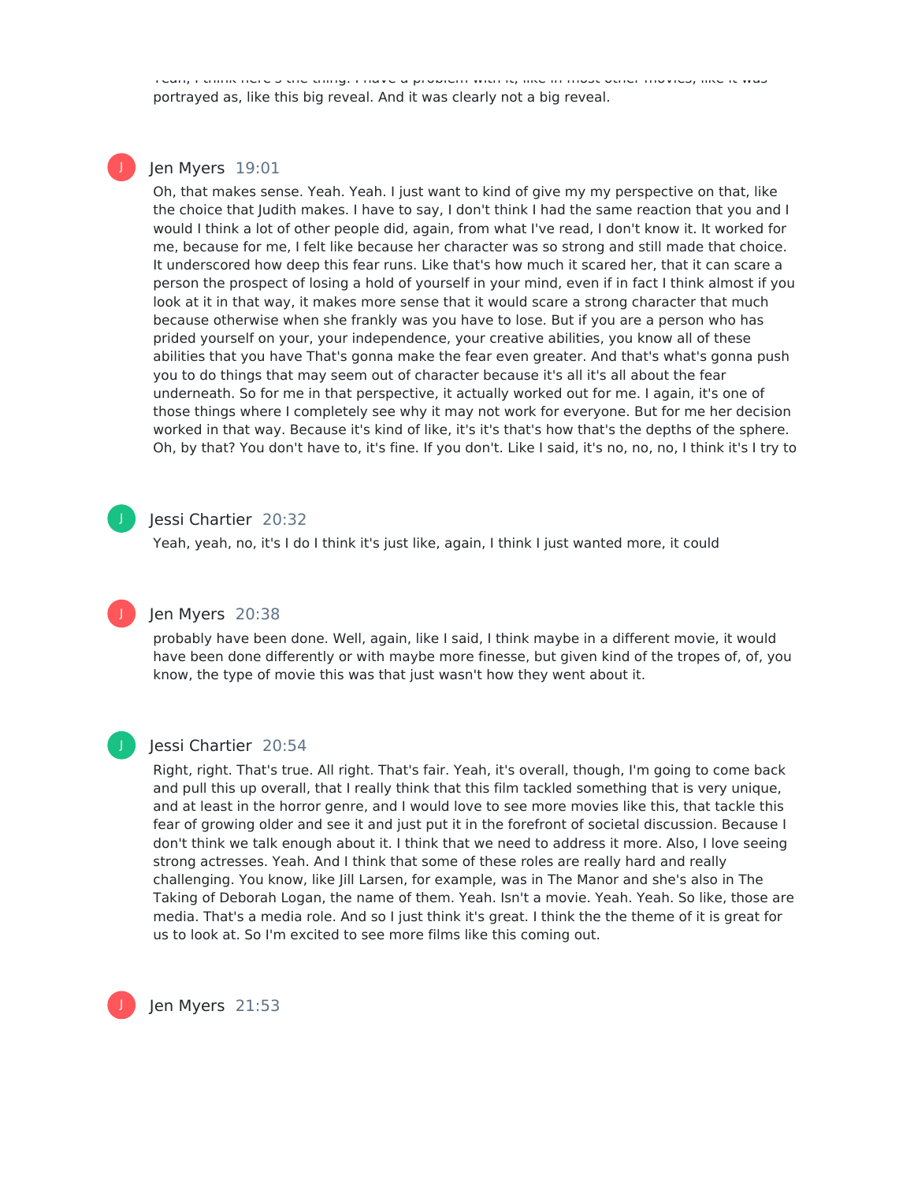Yeah, I think here's the thing. I have a problem with it, like in most other movies, like it was portrayed as, like this big reveal. And it was clearly not a big reveal.

**Jen Myers** 19:01

Oh, that makes sense. Yeah. Yeah. I just want to kind of give my my perspective on that, like the choice that Judith makes. I have to say, I don't think I had the same reaction that you and I would I think a lot of other people did, again, from what I've read, I don't know it. It worked for me, because for me, I felt like because her character was so strong and still made that choice. It underscored how deep this fear runs. Like that's how much it scared her, that it can scare a person the prospect of losing a hold of yourself in your mind, even if in fact I think almost if you look at it in that way, it makes more sense that it would scare a strong character that much because otherwise when she frankly was you have to lose. But if you are a person who has prided yourself on your, your independence, your creative abilities, you know all of these abilities that you have That's gonna make the fear even greater. And that's what's gonna push you to do things that may seem out of character because it's all it's all about the fear underneath. So for me in that perspective, it actually worked out for me. I again, it's one of those things where I completely see why it may not work for everyone. But for me her decision worked in that way. Because it's kind of like, it's it's that's how that's the depths of the sphere. Oh, by that? You don't have to, it's fine. If you don't. Like I said, it's no, no, no, I think it's I try to

**Jessi Chartier** 20:32

Yeah, yeah, no, it's I do I think it's just like, again, I think I just wanted more, it could

**Jen Myers** 20:38

probably have been done. Well, again, like I said, I think maybe in a different movie, it would have been done differently or with maybe more finesse, but given kind of the tropes of, of, you know, the type of movie this was that just wasn't how they went about it.

**Jessi Chartier** 20:54

Right, right. That's true. All right. That's fair. Yeah, it's overall, though, I'm going to come back and pull this up overall, that I really think that this film tackled something that is very unique, and at least in the horror genre, and I would love to see more movies like this, that tackle this fear of growing older and see it and just put it in the forefront of societal discussion. Because I don't think we talk enough about it. I think that we need to address it more. Also, I love seeing strong actresses. Yeah. And I think that some of these roles are really hard and really challenging. You know, like Jill Larsen, for example, was in The Manor and she's also in The Taking of Deborah Logan, the name of them. Yeah. Isn't a movie. Yeah. Yeah. So like, those are media. That's a media role. And so I just think it's great. I think the the theme of it is great for us to look at. So I'm excited to see more films like this coming out.

**Jen Myers** 21:53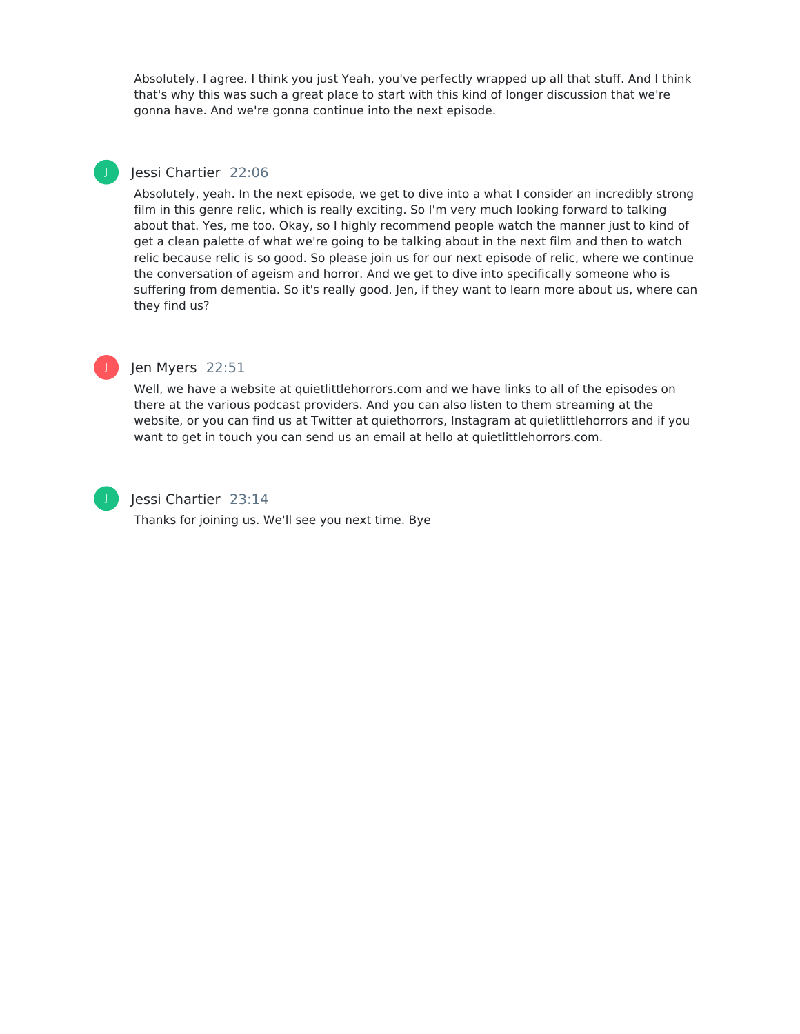Absolutely. I agree. I think you just Yeah, you've perfectly wrapped up all that stuff. And I think that's why this was such a great place to start with this kind of longer discussion that we're gonna have. And we're gonna continue into the next episode.

**Jessi Chartier** 22:06

Absolutely, yeah. In the next episode, we get to dive into a what I consider an incredibly strong film in this genre relic, which is really exciting. So I'm very much looking forward to talking about that. Yes, me too. Okay, so I highly recommend people watch the manner just to kind of get a clean palette of what we're going to be talking about in the next film and then to watch relic because relic is so good. So please join us for our next episode of relic, where we continue the conversation of ageism and horror. And we get to dive into specifically someone who is suffering from dementia. So it's really good. Jen, if they want to learn more about us, where can they find us?

**Jen Myers** 22:51

Well, we have a website at quietlittlehorrors.com and we have links to all of the episodes on there at the various podcast providers. And you can also listen to them streaming at the website, or you can find us at Twitter at quiethorrors, Instagram at quietlittlehorrors and if you want to get in touch you can send us an email at hello at quietlittlehorrors.com.

**Jessi Chartier** 23:14

Thanks for joining us. We'll see you next time. Bye